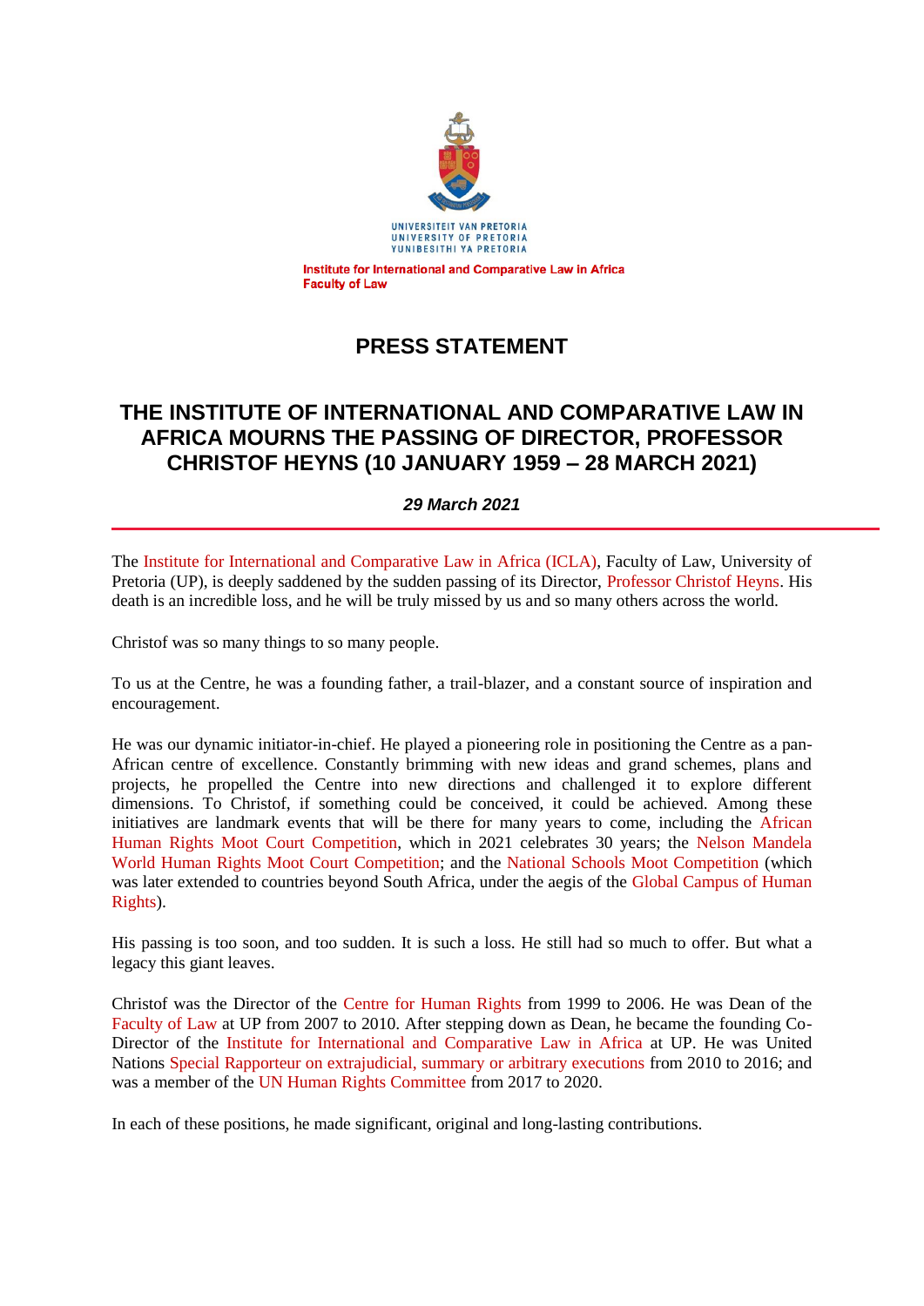UNIVERSITEIT VAN PRETORIA
UNIVERSITY OF PRETORIA
YUNIBESITHI YA PRETORIA

**Institute for International and Comparative Law in Africa**
**Faculty of Law**

# PRESS STATEMENT

## THE INSTITUTE OF INTERNATIONAL AND COMPARATIVE LAW IN AFRICA MOURNS THE PASSING OF DIRECTOR, PROFESSOR CHRISTOF HEYNS (10 JANUARY 1959 – 28 MARCH 2021)

***29 March 2021***

---

The Institute for International and Comparative Law in Africa (ICLA), Faculty of Law, University of Pretoria (UP), is deeply saddened by the sudden passing of its Director, Professor Christof Heyns. His death is an incredible loss, and he will be truly missed by us and so many others across the world.

Christof was so many things to so many people.

To us at the Centre, he was a founding father, a trail-blazer, and a constant source of inspiration and encouragement.

He was our dynamic initiator-in-chief. He played a pioneering role in positioning the Centre as a pan-African centre of excellence. Constantly brimming with new ideas and grand schemes, plans and projects, he propelled the Centre into new directions and challenged it to explore different dimensions. To Christof, if something could be conceived, it could be achieved. Among these initiatives are landmark events that will be there for many years to come, including the African Human Rights Moot Court Competition, which in 2021 celebrates 30 years; the Nelson Mandela World Human Rights Moot Court Competition; and the National Schools Moot Competition (which was later extended to countries beyond South Africa, under the aegis of the Global Campus of Human Rights).

His passing is too soon, and too sudden. It is such a loss. He still had so much to offer. But what a legacy this giant leaves.

Christof was the Director of the Centre for Human Rights from 1999 to 2006. He was Dean of the Faculty of Law at UP from 2007 to 2010. After stepping down as Dean, he became the founding Co-Director of the Institute for International and Comparative Law in Africa at UP. He was United Nations Special Rapporteur on extrajudicial, summary or arbitrary executions from 2010 to 2016; and was a member of the UN Human Rights Committee from 2017 to 2020.

In each of these positions, he made significant, original and long-lasting contributions.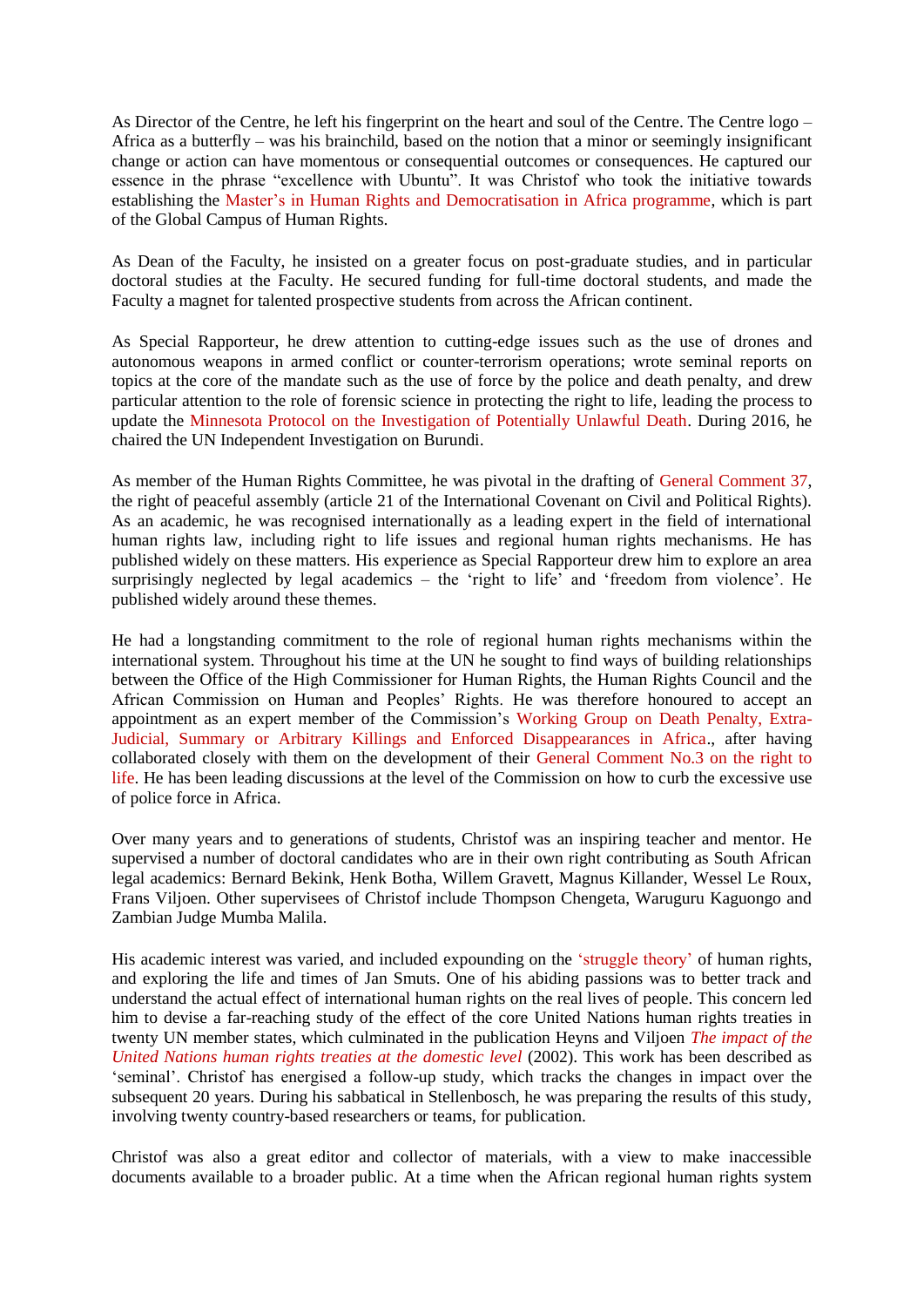As Director of the Centre, he left his fingerprint on the heart and soul of the Centre. The Centre logo – Africa as a butterfly – was his brainchild, based on the notion that a minor or seemingly insignificant change or action can have momentous or consequential outcomes or consequences. He captured our essence in the phrase "excellence with Ubuntu". It was Christof who took the initiative towards establishing the Master's in Human Rights and Democratisation in Africa programme, which is part of the Global Campus of Human Rights.

As Dean of the Faculty, he insisted on a greater focus on post-graduate studies, and in particular doctoral studies at the Faculty. He secured funding for full-time doctoral students, and made the Faculty a magnet for talented prospective students from across the African continent.

As Special Rapporteur, he drew attention to cutting-edge issues such as the use of drones and autonomous weapons in armed conflict or counter-terrorism operations; wrote seminal reports on topics at the core of the mandate such as the use of force by the police and death penalty, and drew particular attention to the role of forensic science in protecting the right to life, leading the process to update the Minnesota Protocol on the Investigation of Potentially Unlawful Death. During 2016, he chaired the UN Independent Investigation on Burundi.

As member of the Human Rights Committee, he was pivotal in the drafting of General Comment 37, the right of peaceful assembly (article 21 of the International Covenant on Civil and Political Rights). As an academic, he was recognised internationally as a leading expert in the field of international human rights law, including right to life issues and regional human rights mechanisms. He has published widely on these matters. His experience as Special Rapporteur drew him to explore an area surprisingly neglected by legal academics – the 'right to life' and 'freedom from violence'. He published widely around these themes.

He had a longstanding commitment to the role of regional human rights mechanisms within the international system. Throughout his time at the UN he sought to find ways of building relationships between the Office of the High Commissioner for Human Rights, the Human Rights Council and the African Commission on Human and Peoples' Rights. He was therefore honoured to accept an appointment as an expert member of the Commission's Working Group on Death Penalty, Extra-Judicial, Summary or Arbitrary Killings and Enforced Disappearances in Africa., after having collaborated closely with them on the development of their General Comment No.3 on the right to life. He has been leading discussions at the level of the Commission on how to curb the excessive use of police force in Africa.

Over many years and to generations of students, Christof was an inspiring teacher and mentor. He supervised a number of doctoral candidates who are in their own right contributing as South African legal academics: Bernard Bekink, Henk Botha, Willem Gravett, Magnus Killander, Wessel Le Roux, Frans Viljoen. Other supervisees of Christof include Thompson Chengeta, Waruguru Kaguongo and Zambian Judge Mumba Malila.

His academic interest was varied, and included expounding on the 'struggle theory' of human rights, and exploring the life and times of Jan Smuts. One of his abiding passions was to better track and understand the actual effect of international human rights on the real lives of people. This concern led him to devise a far-reaching study of the effect of the core United Nations human rights treaties in twenty UN member states, which culminated in the publication Heyns and Viljoen *The impact of the United Nations human rights treaties at the domestic level* (2002). This work has been described as 'seminal'. Christof has energised a follow-up study, which tracks the changes in impact over the subsequent 20 years. During his sabbatical in Stellenbosch, he was preparing the results of this study, involving twenty country-based researchers or teams, for publication.

Christof was also a great editor and collector of materials, with a view to make inaccessible documents available to a broader public. At a time when the African regional human rights system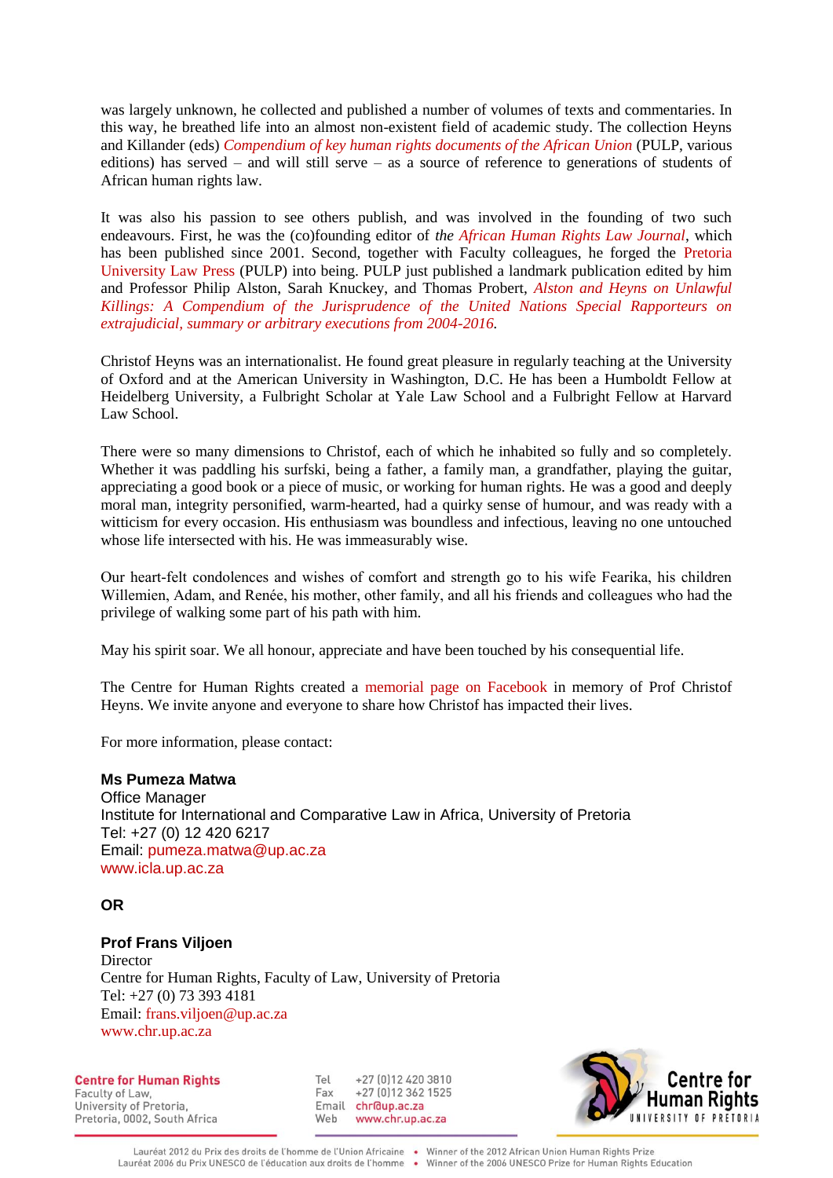was largely unknown, he collected and published a number of volumes of texts and commentaries. In this way, he breathed life into an almost non-existent field of academic study. The collection Heyns and Killander (eds) *Compendium of key human rights documents of the African Union* (PULP, various editions) has served – and will still serve – as a source of reference to generations of students of African human rights law.

It was also his passion to see others publish, and was involved in the founding of two such endeavours. First, he was the (co)founding editor of *the African Human Rights Law Journal*, which has been published since 2001. Second, together with Faculty colleagues, he forged the Pretoria University Law Press (PULP) into being. PULP just published a landmark publication edited by him and Professor Philip Alston, Sarah Knuckey, and Thomas Probert, *Alston and Heyns on Unlawful Killings: A Compendium of the Jurisprudence of the United Nations Special Rapporteurs on extrajudicial, summary or arbitrary executions from 2004-2016.*

Christof Heyns was an internationalist. He found great pleasure in regularly teaching at the University of Oxford and at the American University in Washington, D.C. He has been a Humboldt Fellow at Heidelberg University, a Fulbright Scholar at Yale Law School and a Fulbright Fellow at Harvard Law School.

There were so many dimensions to Christof, each of which he inhabited so fully and so completely. Whether it was paddling his surfski, being a father, a family man, a grandfather, playing the guitar, appreciating a good book or a piece of music, or working for human rights. He was a good and deeply moral man, integrity personified, warm-hearted, had a quirky sense of humour, and was ready with a witticism for every occasion. His enthusiasm was boundless and infectious, leaving no one untouched whose life intersected with his. He was immeasurably wise.

Our heart-felt condolences and wishes of comfort and strength go to his wife Fearika, his children Willemien, Adam, and Renée, his mother, other family, and all his friends and colleagues who had the privilege of walking some part of his path with him.

May his spirit soar. We all honour, appreciate and have been touched by his consequential life.

The Centre for Human Rights created a memorial page on Facebook in memory of Prof Christof Heyns. We invite anyone and everyone to share how Christof has impacted their lives.

For more information, please contact:

**Ms Pumeza Matwa**
Office Manager
Institute for International and Comparative Law in Africa, University of Pretoria
Tel: +27 (0) 12 420 6217
Email: pumeza.matwa@up.ac.za
www.icla.up.ac.za

**OR**

**Prof Frans Viljoen**
Director
Centre for Human Rights, Faculty of Law, University of Pretoria
Tel: +27 (0) 73 393 4181
Email: frans.viljoen@up.ac.za
www.chr.up.ac.za

**Centre for Human Rights**
Faculty of Law,
University of Pretoria,
Pretoria, 0002, South Africa

Tel +27 (0)12 420 3810
Fax +27 (0)12 362 1525
Email chr@up.ac.za
Web www.chr.up.ac.za

Centre for Human Rights
UNIVERSITY OF PRETORIA

Lauréat 2012 du Prix des droits de l'homme de l'Union Africaine • Winner of the 2012 African Union Human Rights Prize
Lauréat 2006 du Prix UNESCO de l'éducation aux droits de l'homme • Winner of the 2006 UNESCO Prize for Human Rights Education